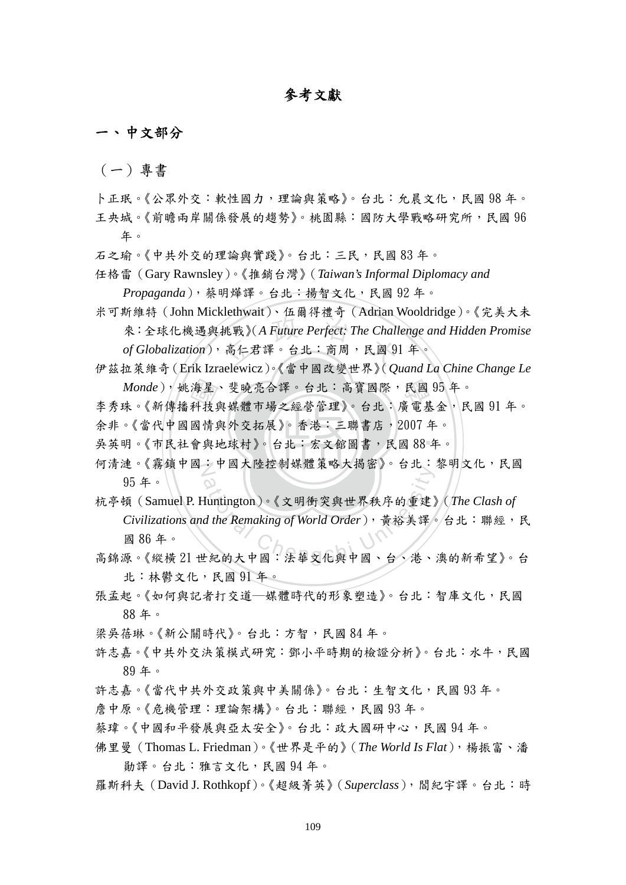# 參考文獻

## 一、中文部分

### （一）專書

卜正珉。《公眾外交：軟性國力，理論與策略》。台北：允晨文化，民國 98 年。

王央城。《前瞻兩岸關係發展的趨勢》。桃園縣：國防大學戰略研究所，民國 96 年。

石之瑜。《中共外交的理論與實踐》。台北：三民，民國 83 年。

任格雷（Gary Rawnsley）。《推銷台灣》（*Taiwan's Informal Diplomacy and Propaganda*），蔡明燁譯。台北：揚智文化，民國 92 年。

米可斯維特（John Micklethwait）、伍爾得禮奇（Adrian Wooldridge）。《完美大未來：全球化機遇與挑戰》（*A Future Perfect: The Challenge and Hidden Promise of Globalization*），高仁君譯。台北：商周，民國 91 年。

伊茲拉萊維奇（Erik Izraelewicz）。《當中國改變世界》（*Quand La Chine Change Le Monde*），姚海星、斐曉亮合譯。台北：高寶國際，民國 95 年。

李秀珠。《新傳播科技與媒體市場之經營管理》。台北：廣電基金，民國 91 年。

余非。《當代中國國情與外交拓展》。香港：三聯書店，2007 年。

吳英明。《市民社會與地球村》。台北：宏文館圖書，民國 88 年。

何清漣。《霧鎖中國：中國大陸控制媒體策略大揭密》。台北：黎明文化，民國 95 年。

杭亭頓（Samuel P. Huntington）。《文明衝突與世界秩序的重建》（*The Clash of Civilizations and the Remaking of World Order*），黃裕美譯。台北：聯經，民國 86 年。

高錦源。《縱橫 21 世紀的大中國：法華文化與中國、台、港、澳的新希望》。台北：林鬱文化，民國 91 年。

張孟起。《如何與記者打交道—媒體時代的形象塑造》。台北：智庫文化，民國 88 年。

梁吳蓓琳。《新公關時代》。台北：方智，民國 84 年。

許志嘉。《中共外交決策模式研究：鄧小平時期的檢證分析》。台北：水牛，民國 89 年。

許志嘉。《當代中共外交政策與中美關係》。台北：生智文化，民國 93 年。

詹中原。《危機管理：理論架構》。台北：聯經，民國 93 年。

蔡瑋。《中國和平發展與亞太安全》。台北：政大國研中心，民國 94 年。

佛里曼（Thomas L. Friedman）。《世界是平的》（*The World Is Flat*），楊振富、潘勛譯。台北：雅言文化，民國 94 年。

羅斯科夫（David J. Rothkopf）。《超級菁英》（*Superclass*），閻紀宇譯。台北：時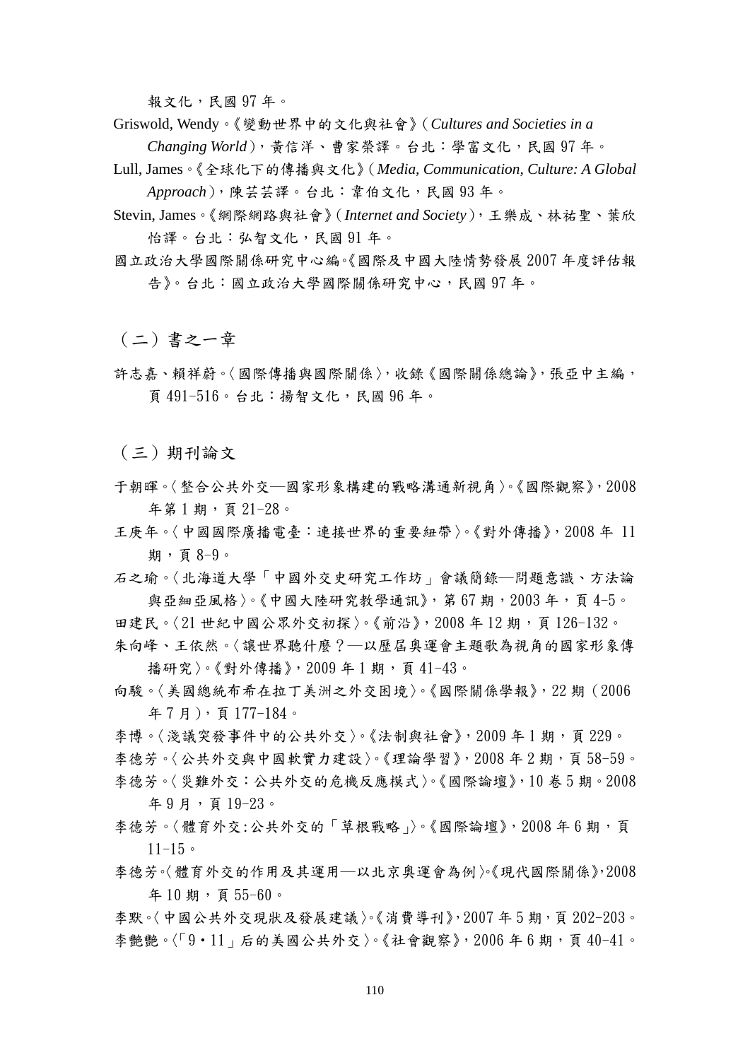報文化，民國 97 年。

Griswold, Wendy。《變動世界中的文化與社會》（*Cultures and Societies in a Changing World*），黃信洋、曹家榮譯。台北：學富文化，民國 97 年。

Lull, James。《全球化下的傳播與文化》（*Media, Communication, Culture: A Global Approach*），陳芸芸譯。台北：韋伯文化，民國 93 年。

Stevin, James。《網際網路與社會》（*Internet and Society*），王樂成、林祐聖、葉欣怡譯。台北：弘智文化，民國 91 年。

國立政治大學國際關係研究中心編。《國際及中國大陸情勢發展 2007 年度評估報告》。台北：國立政治大學國際關係研究中心，民國 97 年。

## （二）書之一章

許志嘉、賴祥蔚。〈國際傳播與國際關係〉，收錄《國際關係總論》，張亞中主編，頁 491-516。台北：揚智文化，民國 96 年。

## （三）期刊論文

于朝暉。〈整合公共外交—國家形象構建的戰略溝通新視角〉。《國際觀察》，2008 年第 1 期，頁 21-28。

王庚年。〈中國國際廣播電臺：連接世界的重要紐帶〉。《對外傳播》，2008 年 11 期，頁 8-9。

石之瑜。〈北海道大學「中國外交史研究工作坊」會議簡錄—問題意識、方法論與亞細亞風格〉。《中國大陸研究教學通訊》，第 67 期，2003 年，頁 4-5。

田建民。〈21 世紀中國公眾外交初探〉。《前沿》，2008 年 12 期，頁 126-132。

朱向峰、王依然。〈讓世界聽什麼？—以歷屆奧運會主題歌為視角的國家形象傳播研究〉。《對外傳播》，2009 年 1 期，頁 41-43。

向駿。〈美國總統布希在拉丁美洲之外交困境〉。《國際關係學報》，22 期（2006 年 7 月），頁 177-184。

李博。〈淺議突發事件中的公共外交〉。《法制與社會》，2009 年 1 期，頁 229。

李德芳。〈公共外交與中國軟實力建設〉。《理論學習》，2008 年 2 期，頁 58-59。

李德芳。〈災難外交：公共外交的危機反應模式〉。《國際論壇》，10 卷 5 期。2008 年 9 月，頁 19-23。

李德芳。〈體育外交:公共外交的「草根戰略」〉。《國際論壇》，2008 年 6 期，頁 11-15。

李德芳。〈體育外交的作用及其運用—以北京奧運會為例〉。《現代國際關係》，2008 年 10 期，頁 55-60。

李默。〈中國公共外交現狀及發展建議〉。《消費導刊》，2007 年 5 期，頁 202-203。

李艷艷。〈「9・11」后的美國公共外交〉。《社會觀察》，2006 年 6 期，頁 40-41。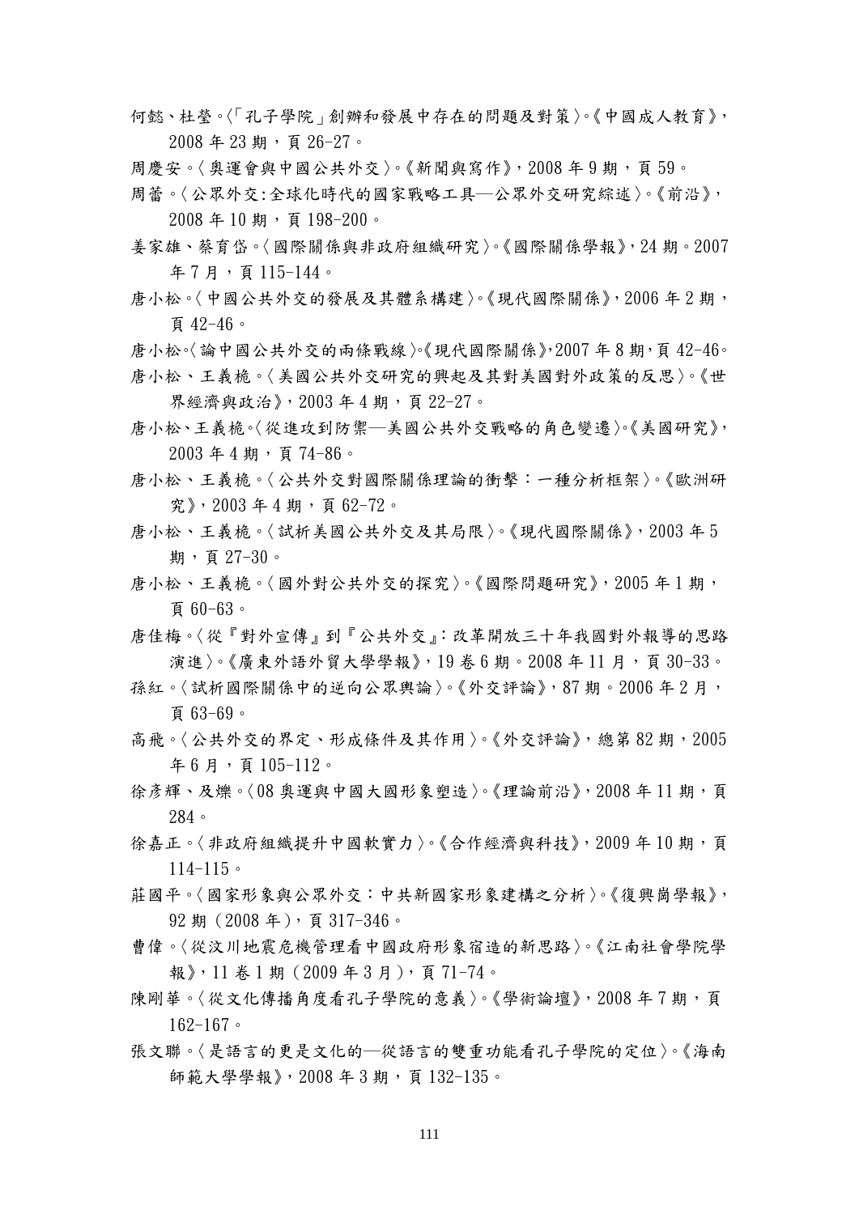何懿、杜瑩。〈「孔子學院」創辦和發展中存在的問題及對策〉。《中國成人教育》，2008 年 23 期，頁 26-27。

周慶安。〈奧運會與中國公共外交〉。《新聞與寫作》，2008 年 9 期，頁 59。

周蕾。〈公眾外交:全球化時代的國家戰略工具—公眾外交研究綜述〉。《前沿》，2008 年 10 期，頁 198-200。

姜家雄、蔡育岱。〈國際關係與非政府組織研究〉。《國際關係學報》，24 期。2007 年 7 月，頁 115-144。

唐小松。〈中國公共外交的發展及其體系構建〉。《現代國際關係》，2006 年 2 期，頁 42-46。

唐小松。〈論中國公共外交的兩條戰線〉。《現代國際關係》，2007 年 8 期，頁 42-46。

唐小松、王義桅。〈美國公共外交研究的興起及其對美國對外政策的反思〉。《世界經濟與政治》，2003 年 4 期，頁 22-27。

唐小松、王義桅。〈從進攻到防禦—美國公共外交戰略的角色變遷〉。《美國研究》，2003 年 4 期，頁 74-86。

唐小松、王義桅。〈公共外交對國際關係理論的衝擊：一種分析框架〉。《歐洲研究》，2003 年 4 期，頁 62-72。

唐小松、王義桅。〈試析美國公共外交及其局限〉。《現代國際關係》，2003 年 5 期，頁 27-30。

唐小松、王義桅。〈國外對公共外交的探究〉。《國際問題研究》，2005 年 1 期，頁 60-63。

唐佳梅。〈從『對外宣傳』到『公共外交』：改革開放三十年我國對外報導的思路演進〉。《廣東外語外貿大學學報》，19 卷 6 期。2008 年 11 月，頁 30-33。

孫紅。〈試析國際關係中的逆向公眾輿論〉。《外交評論》，87 期。2006 年 2 月，頁 63-69。

高飛。〈公共外交的界定、形成條件及其作用〉。《外交評論》，總第 82 期，2005 年 6 月，頁 105-112。

徐彥輝、及爍。〈08 奧運與中國大國形象塑造〉。《理論前沿》，2008 年 11 期，頁 284。

徐嘉正。〈非政府組織提升中國軟實力〉。《合作經濟與科技》，2009 年 10 期，頁 114-115。

莊國平。〈國家形象與公眾外交：中共新國家形象建構之分析〉。《復興崗學報》，92 期（2008 年），頁 317-346。

曹偉。〈從汶川地震危機管理看中國政府形象宿造的新思路〉。《江南社會學院學報》，11 卷 1 期（2009 年 3 月），頁 71-74。

陳剛華。〈從文化傳播角度看孔子學院的意義〉。《學術論壇》，2008 年 7 期，頁 162-167。

張文聯。〈是語言的更是文化的—從語言的雙重功能看孔子學院的定位〉。《海南師範大學學報》，2008 年 3 期，頁 132-135。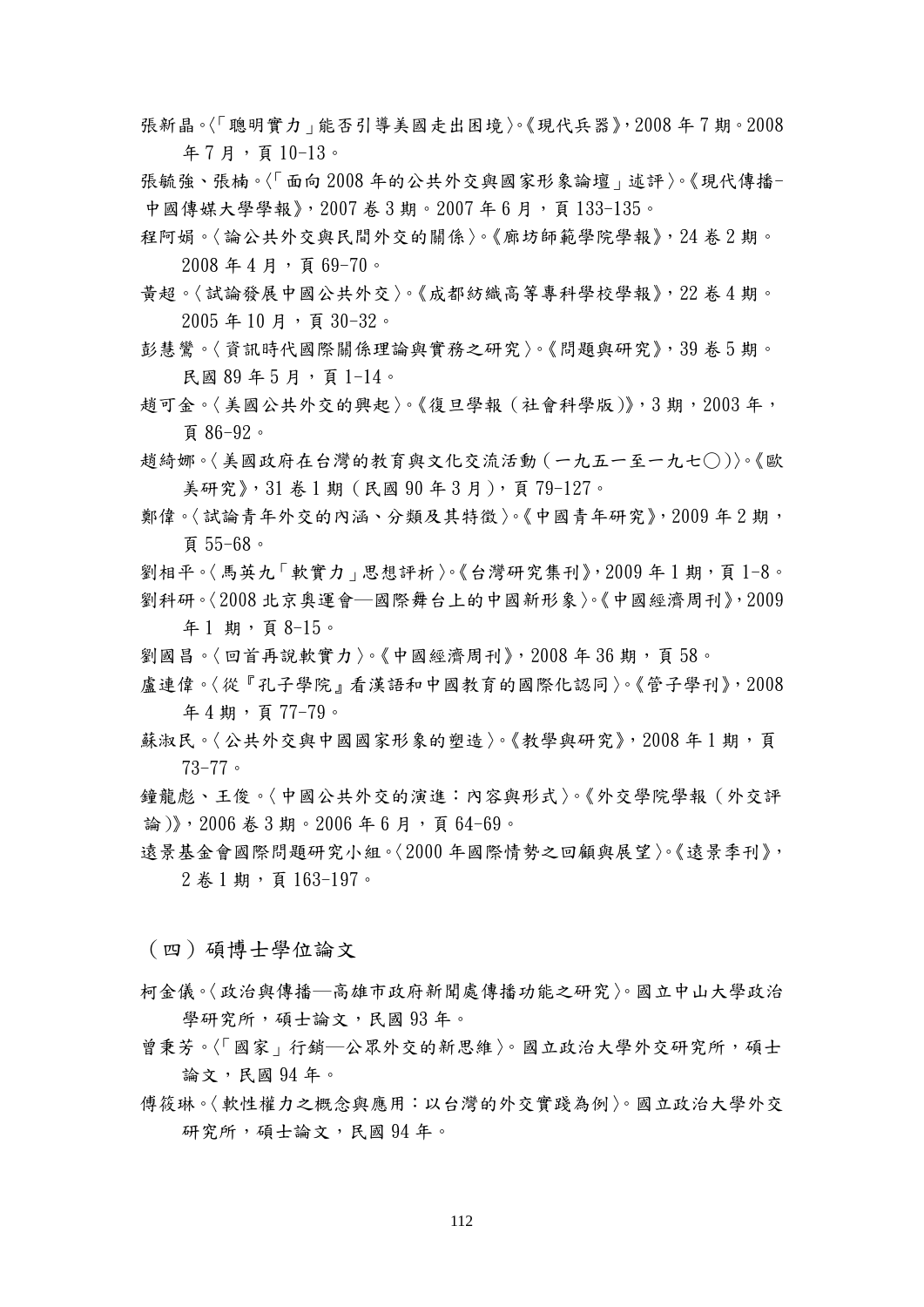張新晶。〈「聰明實力」能否引導美國走出困境〉。《現代兵器》，2008 年 7 期。2008 年 7 月，頁 10-13。

張毓強、張楠。〈「面向 2008 年的公共外交與國家形象論壇」述評〉。《現代傳播-中國傳媒大學學報》，2007 卷 3 期。2007 年 6 月，頁 133-135。

程阿娟。〈論公共外交與民間外交的關係〉。《廊坊師範學院學報》，24 卷 2 期。2008 年 4 月，頁 69-70。

黃超。〈試論發展中國公共外交〉。《成都紡織高等專科學校學報》，22 卷 4 期。2005 年 10 月，頁 30-32。

彭慧鸞。〈資訊時代國際關係理論與實務之研究〉。《問題與研究》，39 卷 5 期。民國 89 年 5 月，頁 1-14。

趙可金。〈美國公共外交的興起〉。《復旦學報（社會科學版）》，3 期，2003 年，頁 86-92。

趙綺娜。〈美國政府在台灣的教育與文化交流活動（一九五一至一九七〇）〉。《歐美研究》，31 卷 1 期（民國 90 年 3 月），頁 79-127。

鄭偉。〈試論青年外交的內涵、分類及其特徵〉。《中國青年研究》，2009 年 2 期，頁 55-68。

劉相平。〈馬英九「軟實力」思想評析〉。《台灣研究集刊》，2009 年 1 期，頁 1-8。

劉科研。〈2008 北京奧運會—國際舞台上的中國新形象〉。《中國經濟周刊》，2009 年 1 期，頁 8-15。

劉國昌。〈回首再說軟實力〉。《中國經濟周刊》，2008 年 36 期，頁 58。

盧連偉。〈從『孔子學院』看漢語和中國教育的國際化認同〉。《管子學刊》，2008 年 4 期，頁 77-79。

蘇淑民。〈公共外交與中國國家形象的塑造〉。《教學與研究》，2008 年 1 期，頁 73-77。

鐘龍彪、王俊。〈中國公共外交的演進：內容與形式〉。《外交學院學報（外交評論）》，2006 卷 3 期。2006 年 6 月，頁 64-69。

遠景基金會國際問題研究小組。〈2000 年國際情勢之回顧與展望〉。《遠景季刊》，2 卷 1 期，頁 163-197。

## （四）碩博士學位論文

柯金儀。〈政治與傳播—高雄市政府新聞處傳播功能之研究〉。國立中山大學政治學研究所，碩士論文，民國 93 年。

曾秉芳。〈「國家」行銷—公眾外交的新思維〉。國立政治大學外交研究所，碩士論文，民國 94 年。

傅筱琳。〈軟性權力之概念與應用：以台灣的外交實踐為例〉。國立政治大學外交研究所，碩士論文，民國 94 年。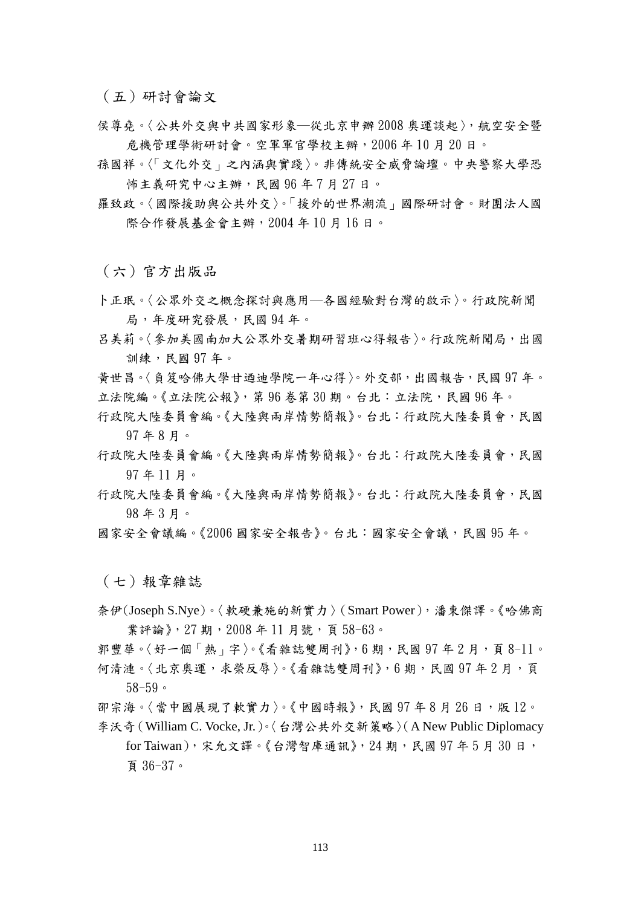## （五）研討會論文

侯尊堯。〈公共外交與中共國家形象—從北京申辦 2008 奧運談起〉，航空安全暨危機管理學術研討會。空軍軍官學校主辦，2006 年 10 月 20 日。

孫國祥。〈「文化外交」之內涵與實踐〉。非傳統安全威脅論壇。中央警察大學恐怖主義研究中心主辦，民國 96 年 7 月 27 日。

羅致政。〈國際援助與公共外交〉。「援外的世界潮流」國際研討會。財團法人國際合作發展基金會主辦，2004 年 10 月 16 日。

## （六）官方出版品

卜正珉。〈公眾外交之概念探討與應用—各國經驗對台灣的啟示〉。行政院新聞局，年度研究發展，民國 94 年。

呂美莉。〈參加美國南加大公眾外交暑期研習班心得報告〉。行政院新聞局，出國訓練，民國 97 年。

黃世昌。〈負笈哈佛大學甘迺迪學院一年心得〉。外交部，出國報告，民國 97 年。

立法院編。《立法院公報》，第 96 卷第 30 期。台北：立法院，民國 96 年。

行政院大陸委員會編。《大陸與兩岸情勢簡報》。台北：行政院大陸委員會，民國 97 年 8 月。

行政院大陸委員會編。《大陸與兩岸情勢簡報》。台北：行政院大陸委員會，民國 97 年 11 月。

行政院大陸委員會編。《大陸與兩岸情勢簡報》。台北：行政院大陸委員會，民國 98 年 3 月。

國家安全會議編。《2006 國家安全報告》。台北：國家安全會議，民國 95 年。

## （七）報章雜誌

奈伊(Joseph S.Nye)。〈軟硬兼施的新實力〉(Smart Power)，潘東傑譯。《哈佛商業評論》，27 期，2008 年 11 月號，頁 58-63。

郭豐華。〈好一個「熱」字〉。《看雜誌雙周刊》，6 期，民國 97 年 2 月，頁 8-11。

何清漣。〈北京奧運，求榮反辱〉。《看雜誌雙周刊》，6 期，民國 97 年 2 月，頁 58-59。

卲宗海。〈當中國展現了軟實力〉。《中國時報》，民國 97 年 8 月 26 日，版 12。

李沃奇(William C. Vocke, Jr.)。〈台灣公共外交新策略〉(A New Public Diplomacy for Taiwan)，宋允文譯。《台灣智庫通訊》，24 期，民國 97 年 5 月 30 日，頁 36-37。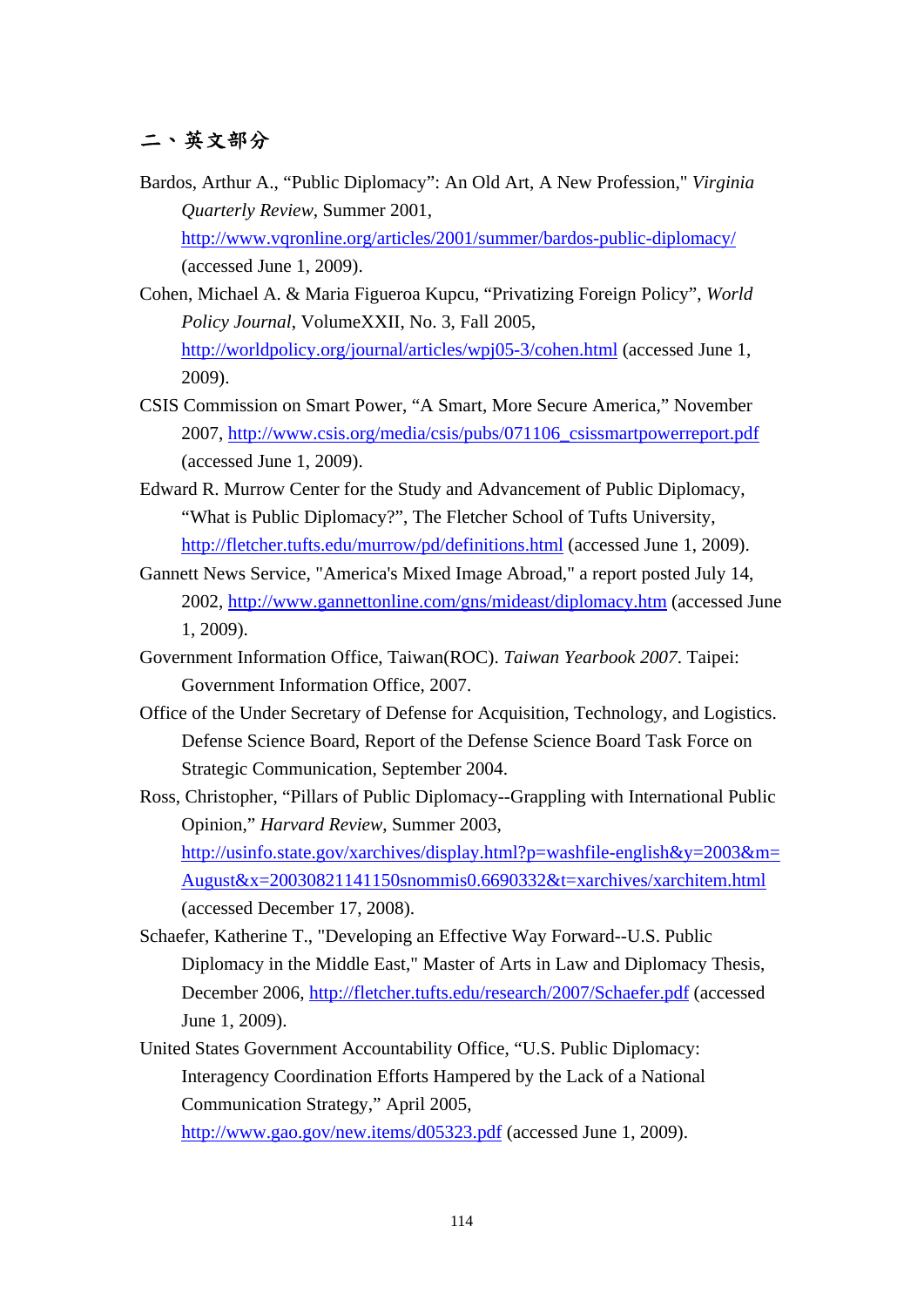## 二、英文部分

Bardos, Arthur A., “Public Diplomacy”: An Old Art, A New Profession," *Virginia Quarterly Review*, Summer 2001, http://www.vqronline.org/articles/2001/summer/bardos-public-diplomacy/ (accessed June 1, 2009).

Cohen, Michael A. & Maria Figueroa Kupcu, “Privatizing Foreign Policy”, *World Policy Journal*, VolumeXXII, No. 3, Fall 2005, http://worldpolicy.org/journal/articles/wpj05-3/cohen.html (accessed June 1, 2009).

CSIS Commission on Smart Power, “A Smart, More Secure America,” November 2007, http://www.csis.org/media/csis/pubs/071106_csissmartpowerreport.pdf (accessed June 1, 2009).

Edward R. Murrow Center for the Study and Advancement of Public Diplomacy, “What is Public Diplomacy?”, The Fletcher School of Tufts University, http://fletcher.tufts.edu/murrow/pd/definitions.html (accessed June 1, 2009).

Gannett News Service, "America's Mixed Image Abroad," a report posted July 14, 2002, http://www.gannettonline.com/gns/mideast/diplomacy.htm (accessed June 1, 2009).

Government Information Office, Taiwan(ROC). *Taiwan Yearbook 2007*. Taipei: Government Information Office, 2007.

Office of the Under Secretary of Defense for Acquisition, Technology, and Logistics. Defense Science Board, Report of the Defense Science Board Task Force on Strategic Communication, September 2004.

Ross, Christopher, “Pillars of Public Diplomacy--Grappling with International Public Opinion,” *Harvard Review*, Summer 2003, http://usinfo.state.gov/xarchives/display.html?p=washfile-english&y=2003&m=August&x=20030821141150snommis0.6690332&t=xarchives/xarchitem.html (accessed December 17, 2008).

Schaefer, Katherine T., "Developing an Effective Way Forward--U.S. Public Diplomacy in the Middle East," Master of Arts in Law and Diplomacy Thesis, December 2006, http://fletcher.tufts.edu/research/2007/Schaefer.pdf (accessed June 1, 2009).

United States Government Accountability Office, “U.S. Public Diplomacy: Interagency Coordination Efforts Hampered by the Lack of a National Communication Strategy,” April 2005, http://www.gao.gov/new.items/d05323.pdf (accessed June 1, 2009).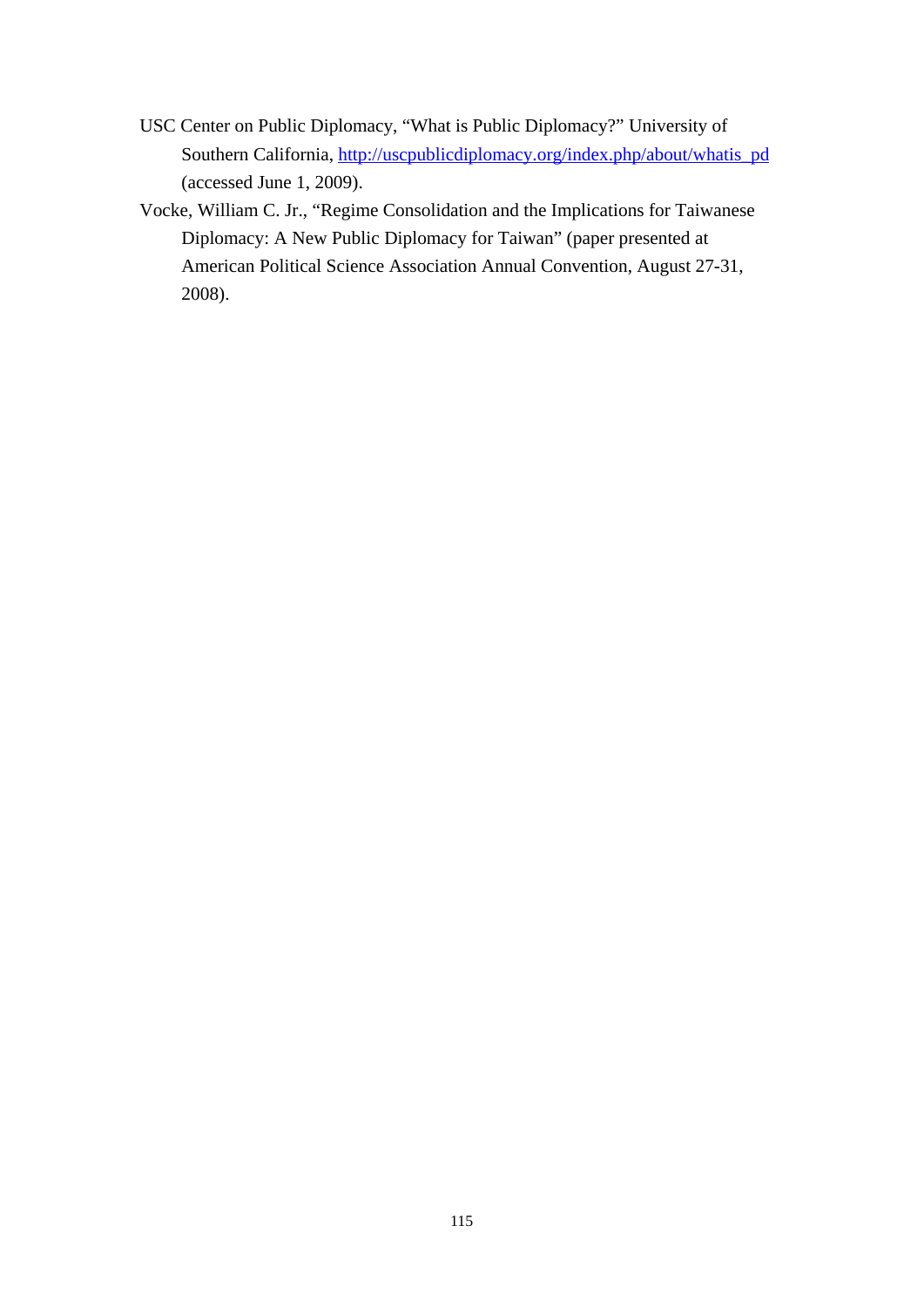USC Center on Public Diplomacy, "What is Public Diplomacy?" University of Southern California, http://uscpublicdiplomacy.org/index.php/about/whatis_pd (accessed June 1, 2009).

Vocke, William C. Jr., "Regime Consolidation and the Implications for Taiwanese Diplomacy: A New Public Diplomacy for Taiwan" (paper presented at American Political Science Association Annual Convention, August 27-31, 2008).